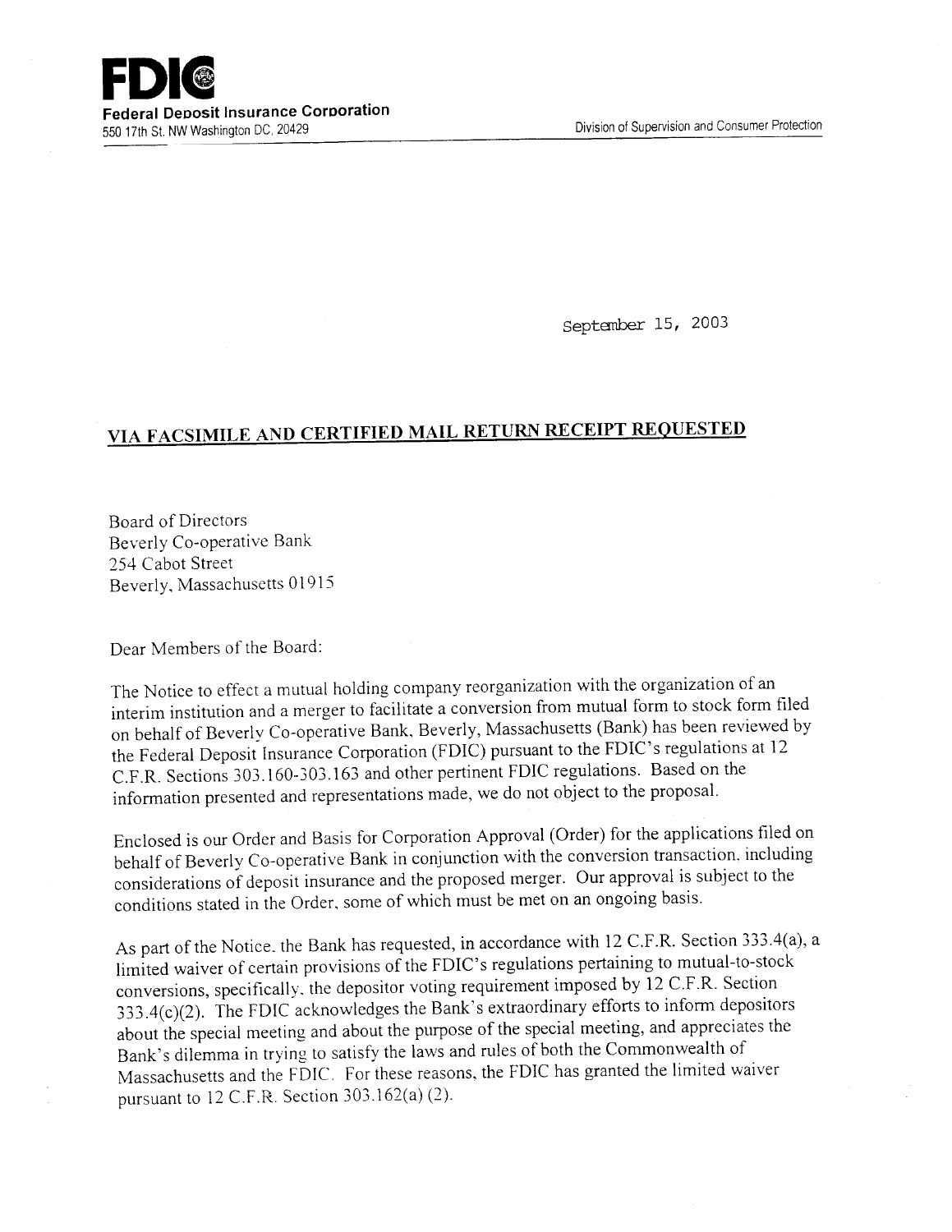**FDIC**
**Federal Deposit Insurance Corporation**
550 17th St. NW Washington DC, 20429

Division of Supervision and Consumer Protection

September 15, 2003

**VIA FACSIMILE AND CERTIFIED MAIL RETURN RECEIPT REQUESTED**

Board of Directors
Beverly Co-operative Bank
254 Cabot Street
Beverly, Massachusetts 01915

Dear Members of the Board:

The Notice to effect a mutual holding company reorganization with the organization of an interim institution and a merger to facilitate a conversion from mutual form to stock form filed on behalf of Beverly Co-operative Bank, Beverly, Massachusetts (Bank) has been reviewed by the Federal Deposit Insurance Corporation (FDIC) pursuant to the FDIC's regulations at 12 C.F.R. Sections 303.160-303.163 and other pertinent FDIC regulations. Based on the information presented and representations made, we do not object to the proposal.

Enclosed is our Order and Basis for Corporation Approval (Order) for the applications filed on behalf of Beverly Co-operative Bank in conjunction with the conversion transaction, including considerations of deposit insurance and the proposed merger. Our approval is subject to the conditions stated in the Order, some of which must be met on an ongoing basis.

As part of the Notice, the Bank has requested, in accordance with 12 C.F.R. Section 333.4(a), a limited waiver of certain provisions of the FDIC's regulations pertaining to mutual-to-stock conversions, specifically, the depositor voting requirement imposed by 12 C.F.R. Section 333.4(c)(2). The FDIC acknowledges the Bank's extraordinary efforts to inform depositors about the special meeting and about the purpose of the special meeting, and appreciates the Bank's dilemma in trying to satisfy the laws and rules of both the Commonwealth of Massachusetts and the FDIC. For these reasons, the FDIC has granted the limited waiver pursuant to 12 C.F.R. Section 303.162(a) (2).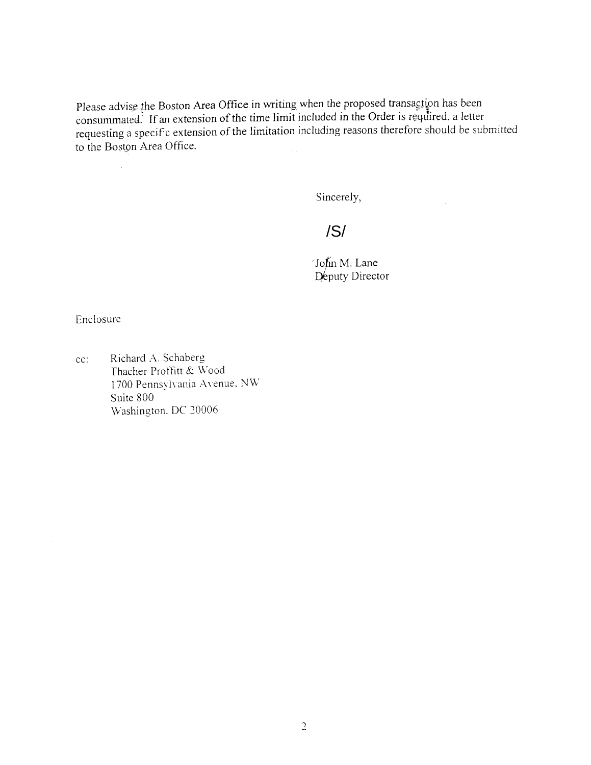Please advise the Boston Area Office in writing when the proposed transaction has been consummated. If an extension of the time limit included in the Order is required, a letter requesting a specific extension of the limitation including reasons therefore should be submitted to the Boston Area Office.

Sincerely,

/S/

John M. Lane
Deputy Director

Enclosure

cc: Richard A. Schaberg
Thacher Proffitt & Wood
1700 Pennsylvania Avenue, NW
Suite 800
Washington, DC 20006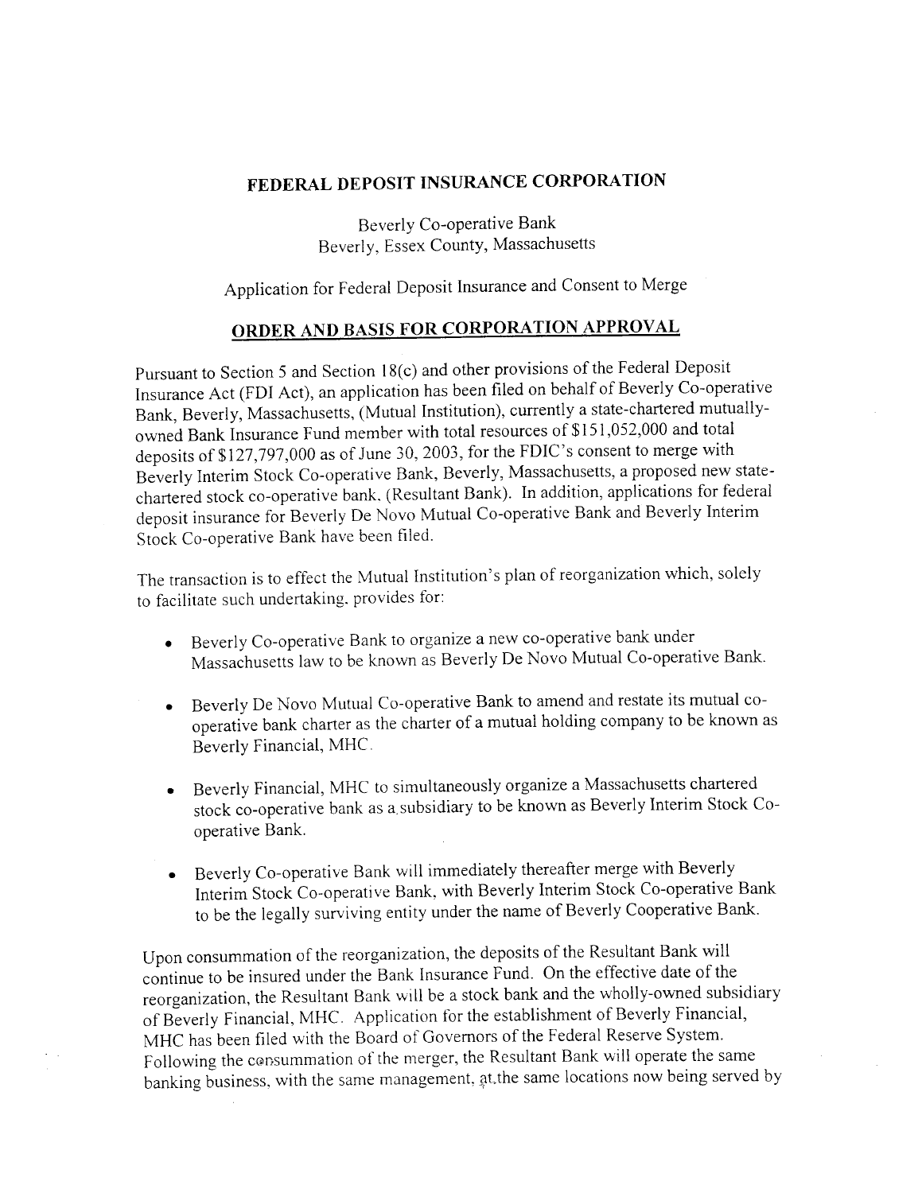# FEDERAL DEPOSIT INSURANCE CORPORATION

Beverly Co-operative Bank
Beverly, Essex County, Massachusetts

Application for Federal Deposit Insurance and Consent to Merge

## ORDER AND BASIS FOR CORPORATION APPROVAL

Pursuant to Section 5 and Section 18(c) and other provisions of the Federal Deposit Insurance Act (FDI Act), an application has been filed on behalf of Beverly Co-operative Bank, Beverly, Massachusetts, (Mutual Institution), currently a state-chartered mutually-owned Bank Insurance Fund member with total resources of $151,052,000 and total deposits of $127,797,000 as of June 30, 2003, for the FDIC's consent to merge with Beverly Interim Stock Co-operative Bank, Beverly, Massachusetts, a proposed new state-chartered stock co-operative bank, (Resultant Bank). In addition, applications for federal deposit insurance for Beverly De Novo Mutual Co-operative Bank and Beverly Interim Stock Co-operative Bank have been filed.

The transaction is to effect the Mutual Institution's plan of reorganization which, solely to facilitate such undertaking, provides for:

- Beverly Co-operative Bank to organize a new co-operative bank under Massachusetts law to be known as Beverly De Novo Mutual Co-operative Bank.
- Beverly De Novo Mutual Co-operative Bank to amend and restate its mutual co-operative bank charter as the charter of a mutual holding company to be known as Beverly Financial, MHC.
- Beverly Financial, MHC to simultaneously organize a Massachusetts chartered stock co-operative bank as a subsidiary to be known as Beverly Interim Stock Co-operative Bank.
- Beverly Co-operative Bank will immediately thereafter merge with Beverly Interim Stock Co-operative Bank, with Beverly Interim Stock Co-operative Bank to be the legally surviving entity under the name of Beverly Cooperative Bank.

Upon consummation of the reorganization, the deposits of the Resultant Bank will continue to be insured under the Bank Insurance Fund. On the effective date of the reorganization, the Resultant Bank will be a stock bank and the wholly-owned subsidiary of Beverly Financial, MHC. Application for the establishment of Beverly Financial, MHC has been filed with the Board of Governors of the Federal Reserve System. Following the consummation of the merger, the Resultant Bank will operate the same banking business, with the same management, at the same locations now being served by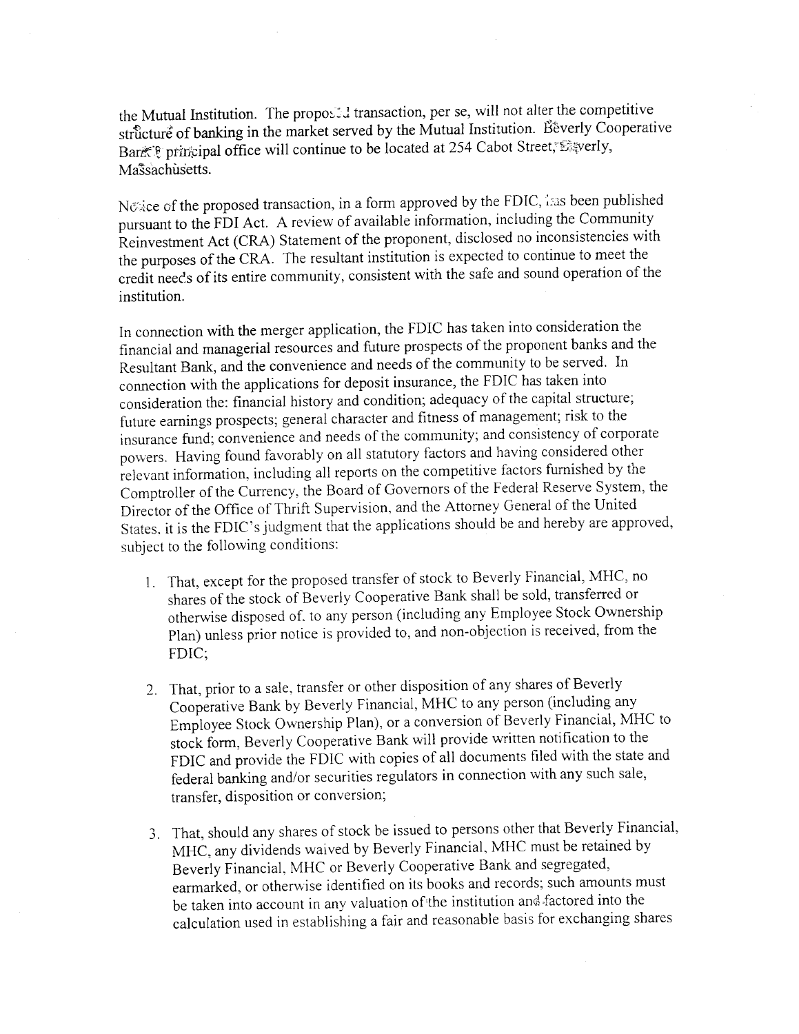the Mutual Institution. The proposed transaction, per se, will not alter the competitive structure of banking in the market served by the Mutual Institution. Beverly Cooperative Bank's principal office will continue to be located at 254 Cabot Street, Beverly, Massachusetts.

Notice of the proposed transaction, in a form approved by the FDIC, has been published pursuant to the FDI Act. A review of available information, including the Community Reinvestment Act (CRA) Statement of the proponent, disclosed no inconsistencies with the purposes of the CRA. The resultant institution is expected to continue to meet the credit needs of its entire community, consistent with the safe and sound operation of the institution.

In connection with the merger application, the FDIC has taken into consideration the financial and managerial resources and future prospects of the proponent banks and the Resultant Bank, and the convenience and needs of the community to be served. In connection with the applications for deposit insurance, the FDIC has taken into consideration the: financial history and condition; adequacy of the capital structure; future earnings prospects; general character and fitness of management; risk to the insurance fund; convenience and needs of the community; and consistency of corporate powers. Having found favorably on all statutory factors and having considered other relevant information, including all reports on the competitive factors furnished by the Comptroller of the Currency, the Board of Governors of the Federal Reserve System, the Director of the Office of Thrift Supervision, and the Attorney General of the United States, it is the FDIC's judgment that the applications should be and hereby are approved, subject to the following conditions:

1. That, except for the proposed transfer of stock to Beverly Financial, MHC, no shares of the stock of Beverly Cooperative Bank shall be sold, transferred or otherwise disposed of, to any person (including any Employee Stock Ownership Plan) unless prior notice is provided to, and non-objection is received, from the FDIC;

2. That, prior to a sale, transfer or other disposition of any shares of Beverly Cooperative Bank by Beverly Financial, MHC to any person (including any Employee Stock Ownership Plan), or a conversion of Beverly Financial, MHC to stock form, Beverly Cooperative Bank will provide written notification to the FDIC and provide the FDIC with copies of all documents filed with the state and federal banking and/or securities regulators in connection with any such sale, transfer, disposition or conversion;

3. That, should any shares of stock be issued to persons other that Beverly Financial, MHC, any dividends waived by Beverly Financial, MHC must be retained by Beverly Financial, MHC or Beverly Cooperative Bank and segregated, earmarked, or otherwise identified on its books and records; such amounts must be taken into account in any valuation of the institution and factored into the calculation used in establishing a fair and reasonable basis for exchanging shares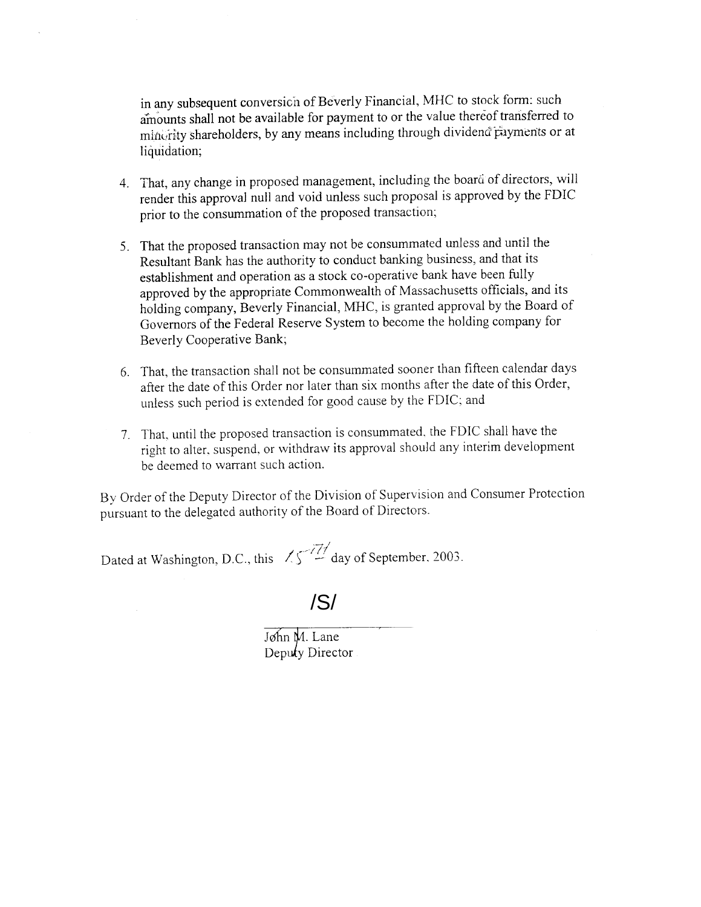in any subsequent conversion of Beverly Financial, MHC to stock form: such amounts shall not be available for payment to or the value thereof transferred to minority shareholders, by any means including through dividend payments or at liquidation;

4. That, any change in proposed management, including the board of directors, will render this approval null and void unless such proposal is approved by the FDIC prior to the consummation of the proposed transaction;

5. That the proposed transaction may not be consummated unless and until the Resultant Bank has the authority to conduct banking business, and that its establishment and operation as a stock co-operative bank have been fully approved by the appropriate Commonwealth of Massachusetts officials, and its holding company, Beverly Financial, MHC, is granted approval by the Board of Governors of the Federal Reserve System to become the holding company for Beverly Cooperative Bank;

6. That, the transaction shall not be consummated sooner than fifteen calendar days after the date of this Order nor later than six months after the date of this Order, unless such period is extended for good cause by the FDIC; and

7. That, until the proposed transaction is consummated, the FDIC shall have the right to alter, suspend, or withdraw its approval should any interim development be deemed to warrant such action.

By Order of the Deputy Director of the Division of Supervision and Consumer Protection pursuant to the delegated authority of the Board of Directors.

Dated at Washington, D.C., this 15th day of September, 2003.

/S/

John M. Lane
Deputy Director